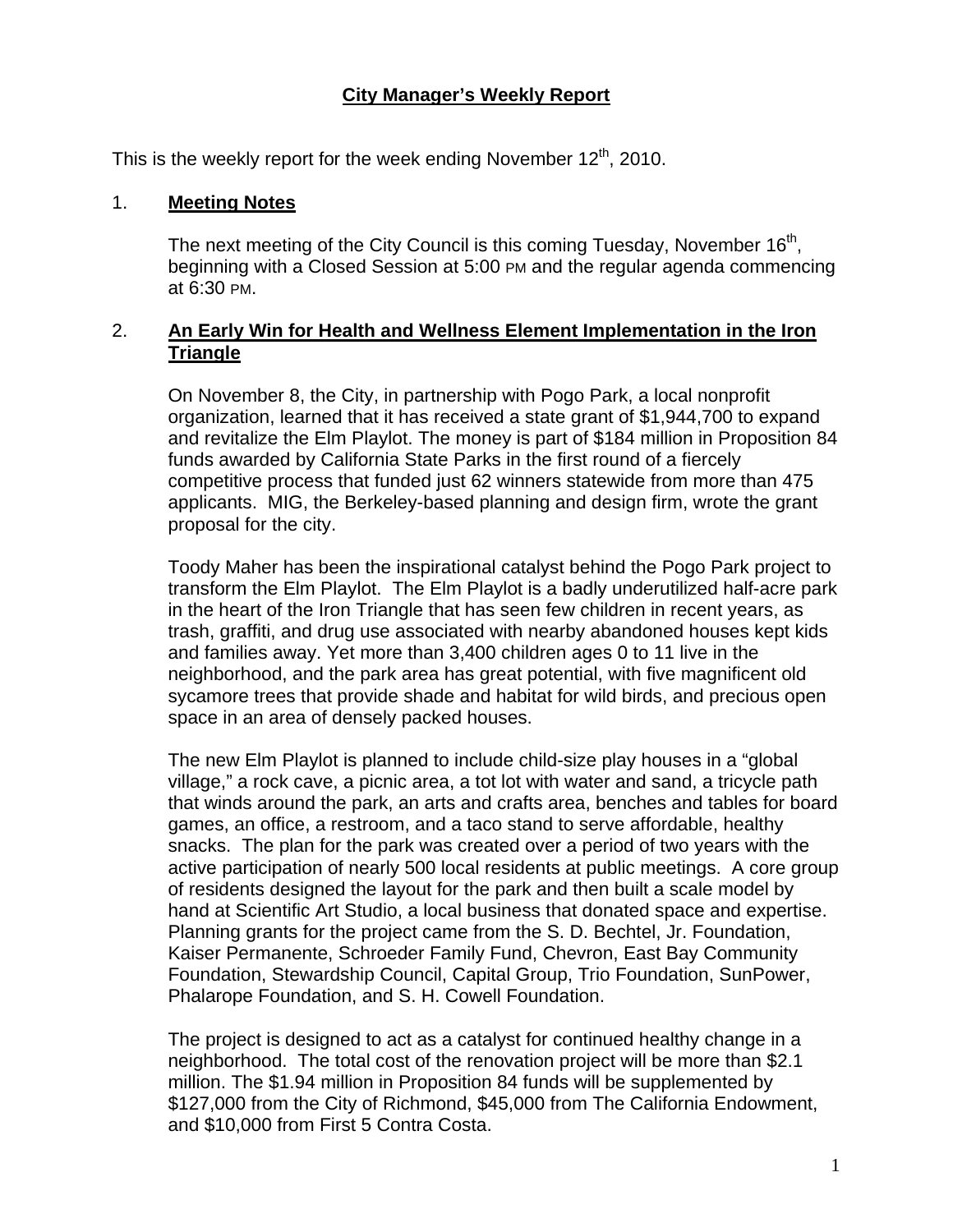# City Manager's Weekly Report

This is the weekly report for the week ending November 12th, 2010.

## 1. Meeting Notes

The next meeting of the City Council is this coming Tuesday, November 16th, beginning with a Closed Session at 5:00 PM and the regular agenda commencing at 6:30 PM.

## 2. An Early Win for Health and Wellness Element Implementation in the Iron Triangle

On November 8, the City, in partnership with Pogo Park, a local nonprofit organization, learned that it has received a state grant of $1,944,700 to expand and revitalize the Elm Playlot. The money is part of $184 million in Proposition 84 funds awarded by California State Parks in the first round of a fiercely competitive process that funded just 62 winners statewide from more than 475 applicants. MIG, the Berkeley-based planning and design firm, wrote the grant proposal for the city.

Toody Maher has been the inspirational catalyst behind the Pogo Park project to transform the Elm Playlot. The Elm Playlot is a badly underutilized half-acre park in the heart of the Iron Triangle that has seen few children in recent years, as trash, graffiti, and drug use associated with nearby abandoned houses kept kids and families away. Yet more than 3,400 children ages 0 to 11 live in the neighborhood, and the park area has great potential, with five magnificent old sycamore trees that provide shade and habitat for wild birds, and precious open space in an area of densely packed houses.

The new Elm Playlot is planned to include child-size play houses in a "global village," a rock cave, a picnic area, a tot lot with water and sand, a tricycle path that winds around the park, an arts and crafts area, benches and tables for board games, an office, a restroom, and a taco stand to serve affordable, healthy snacks. The plan for the park was created over a period of two years with the active participation of nearly 500 local residents at public meetings. A core group of residents designed the layout for the park and then built a scale model by hand at Scientific Art Studio, a local business that donated space and expertise. Planning grants for the project came from the S. D. Bechtel, Jr. Foundation, Kaiser Permanente, Schroeder Family Fund, Chevron, East Bay Community Foundation, Stewardship Council, Capital Group, Trio Foundation, SunPower, Phalarope Foundation, and S. H. Cowell Foundation.

The project is designed to act as a catalyst for continued healthy change in a neighborhood. The total cost of the renovation project will be more than $2.1 million. The $1.94 million in Proposition 84 funds will be supplemented by $127,000 from the City of Richmond, $45,000 from The California Endowment, and $10,000 from First 5 Contra Costa.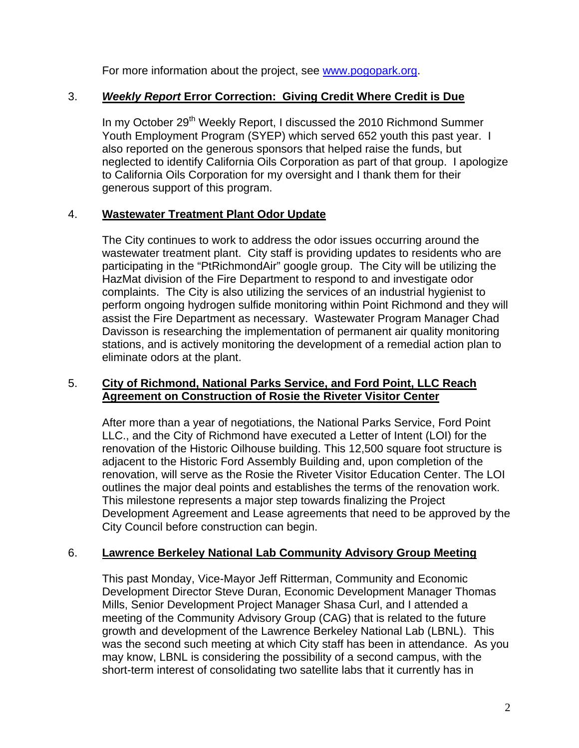For more information about the project, see [www.pogopark.org](http://www.pogopark.org).

3. ***Weekly Report* Error Correction: Giving Credit Where Credit is Due**

In my October 29th Weekly Report, I discussed the 2010 Richmond Summer Youth Employment Program (SYEP) which served 652 youth this past year. I also reported on the generous sponsors that helped raise the funds, but neglected to identify California Oils Corporation as part of that group. I apologize to California Oils Corporation for my oversight and I thank them for their generous support of this program.

4. **Wastewater Treatment Plant Odor Update**

The City continues to work to address the odor issues occurring around the wastewater treatment plant. City staff is providing updates to residents who are participating in the "PtRichmondAir" google group. The City will be utilizing the HazMat division of the Fire Department to respond to and investigate odor complaints. The City is also utilizing the services of an industrial hygienist to perform ongoing hydrogen sulfide monitoring within Point Richmond and they will assist the Fire Department as necessary. Wastewater Program Manager Chad Davisson is researching the implementation of permanent air quality monitoring stations, and is actively monitoring the development of a remedial action plan to eliminate odors at the plant.

5. **City of Richmond, National Parks Service, and Ford Point, LLC Reach Agreement on Construction of Rosie the Riveter Visitor Center**

After more than a year of negotiations, the National Parks Service, Ford Point LLC., and the City of Richmond have executed a Letter of Intent (LOI) for the renovation of the Historic Oilhouse building. This 12,500 square foot structure is adjacent to the Historic Ford Assembly Building and, upon completion of the renovation, will serve as the Rosie the Riveter Visitor Education Center. The LOI outlines the major deal points and establishes the terms of the renovation work. This milestone represents a major step towards finalizing the Project Development Agreement and Lease agreements that need to be approved by the City Council before construction can begin.

6. **Lawrence Berkeley National Lab Community Advisory Group Meeting**

This past Monday, Vice-Mayor Jeff Ritterman, Community and Economic Development Director Steve Duran, Economic Development Manager Thomas Mills, Senior Development Project Manager Shasa Curl, and I attended a meeting of the Community Advisory Group (CAG) that is related to the future growth and development of the Lawrence Berkeley National Lab (LBNL). This was the second such meeting at which City staff has been in attendance. As you may know, LBNL is considering the possibility of a second campus, with the short-term interest of consolidating two satellite labs that it currently has in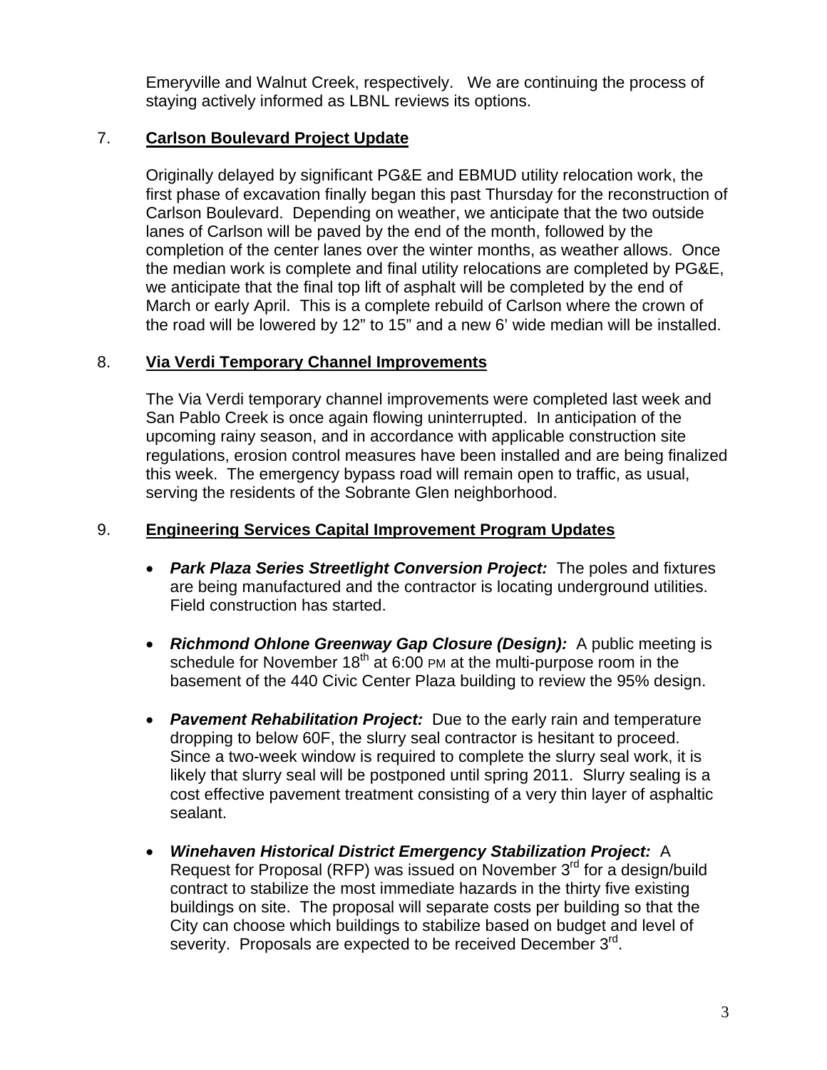Emeryville and Walnut Creek, respectively. We are continuing the process of staying actively informed as LBNL reviews its options.

7. **Carlson Boulevard Project Update**

Originally delayed by significant PG&E and EBMUD utility relocation work, the first phase of excavation finally began this past Thursday for the reconstruction of Carlson Boulevard. Depending on weather, we anticipate that the two outside lanes of Carlson will be paved by the end of the month, followed by the completion of the center lanes over the winter months, as weather allows. Once the median work is complete and final utility relocations are completed by PG&E, we anticipate that the final top lift of asphalt will be completed by the end of March or early April. This is a complete rebuild of Carlson where the crown of the road will be lowered by 12" to 15" and a new 6' wide median will be installed.

8. **Via Verdi Temporary Channel Improvements**

The Via Verdi temporary channel improvements were completed last week and San Pablo Creek is once again flowing uninterrupted. In anticipation of the upcoming rainy season, and in accordance with applicable construction site regulations, erosion control measures have been installed and are being finalized this week. The emergency bypass road will remain open to traffic, as usual, serving the residents of the Sobrante Glen neighborhood.

9. **Engineering Services Capital Improvement Program Updates**

- ***Park Plaza Series Streetlight Conversion Project:*** The poles and fixtures are being manufactured and the contractor is locating underground utilities. Field construction has started.

- ***Richmond Ohlone Greenway Gap Closure (Design):*** A public meeting is schedule for November 18th at 6:00 PM at the multi-purpose room in the basement of the 440 Civic Center Plaza building to review the 95% design.

- ***Pavement Rehabilitation Project:*** Due to the early rain and temperature dropping to below 60F, the slurry seal contractor is hesitant to proceed. Since a two-week window is required to complete the slurry seal work, it is likely that slurry seal will be postponed until spring 2011. Slurry sealing is a cost effective pavement treatment consisting of a very thin layer of asphaltic sealant.

- ***Winehaven Historical District Emergency Stabilization Project:*** A Request for Proposal (RFP) was issued on November 3rd for a design/build contract to stabilize the most immediate hazards in the thirty five existing buildings on site. The proposal will separate costs per building so that the City can choose which buildings to stabilize based on budget and level of severity. Proposals are expected to be received December 3rd.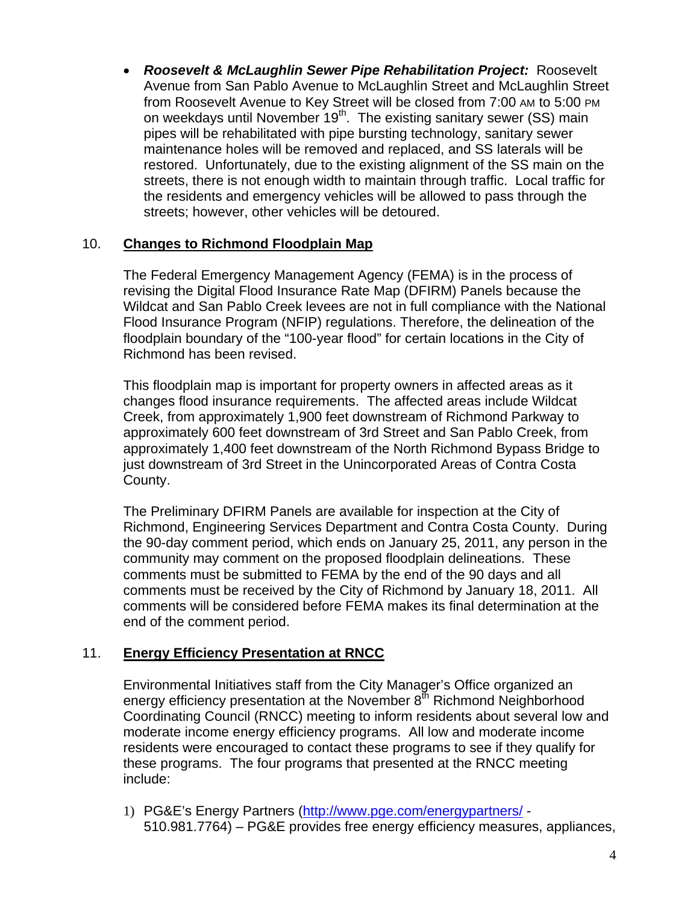- ***Roosevelt & McLaughlin Sewer Pipe Rehabilitation Project:*** Roosevelt Avenue from San Pablo Avenue to McLaughlin Street and McLaughlin Street from Roosevelt Avenue to Key Street will be closed from 7:00 AM to 5:00 PM on weekdays until November 19th. The existing sanitary sewer (SS) main pipes will be rehabilitated with pipe bursting technology, sanitary sewer maintenance holes will be removed and replaced, and SS laterals will be restored. Unfortunately, due to the existing alignment of the SS main on the streets, there is not enough width to maintain through traffic. Local traffic for the residents and emergency vehicles will be allowed to pass through the streets; however, other vehicles will be detoured.

## 10. Changes to Richmond Floodplain Map

The Federal Emergency Management Agency (FEMA) is in the process of revising the Digital Flood Insurance Rate Map (DFIRM) Panels because the Wildcat and San Pablo Creek levees are not in full compliance with the National Flood Insurance Program (NFIP) regulations. Therefore, the delineation of the floodplain boundary of the "100-year flood" for certain locations in the City of Richmond has been revised.

This floodplain map is important for property owners in affected areas as it changes flood insurance requirements. The affected areas include Wildcat Creek, from approximately 1,900 feet downstream of Richmond Parkway to approximately 600 feet downstream of 3rd Street and San Pablo Creek, from approximately 1,400 feet downstream of the North Richmond Bypass Bridge to just downstream of 3rd Street in the Unincorporated Areas of Contra Costa County.

The Preliminary DFIRM Panels are available for inspection at the City of Richmond, Engineering Services Department and Contra Costa County. During the 90-day comment period, which ends on January 25, 2011, any person in the community may comment on the proposed floodplain delineations. These comments must be submitted to FEMA by the end of the 90 days and all comments must be received by the City of Richmond by January 18, 2011. All comments will be considered before FEMA makes its final determination at the end of the comment period.

## 11. Energy Efficiency Presentation at RNCC

Environmental Initiatives staff from the City Manager's Office organized an energy efficiency presentation at the November 8th Richmond Neighborhood Coordinating Council (RNCC) meeting to inform residents about several low and moderate income energy efficiency programs. All low and moderate income residents were encouraged to contact these programs to see if they qualify for these programs. The four programs that presented at the RNCC meeting include:

1) PG&E's Energy Partners (http://www.pge.com/energypartners/ - 510.981.7764) – PG&E provides free energy efficiency measures, appliances,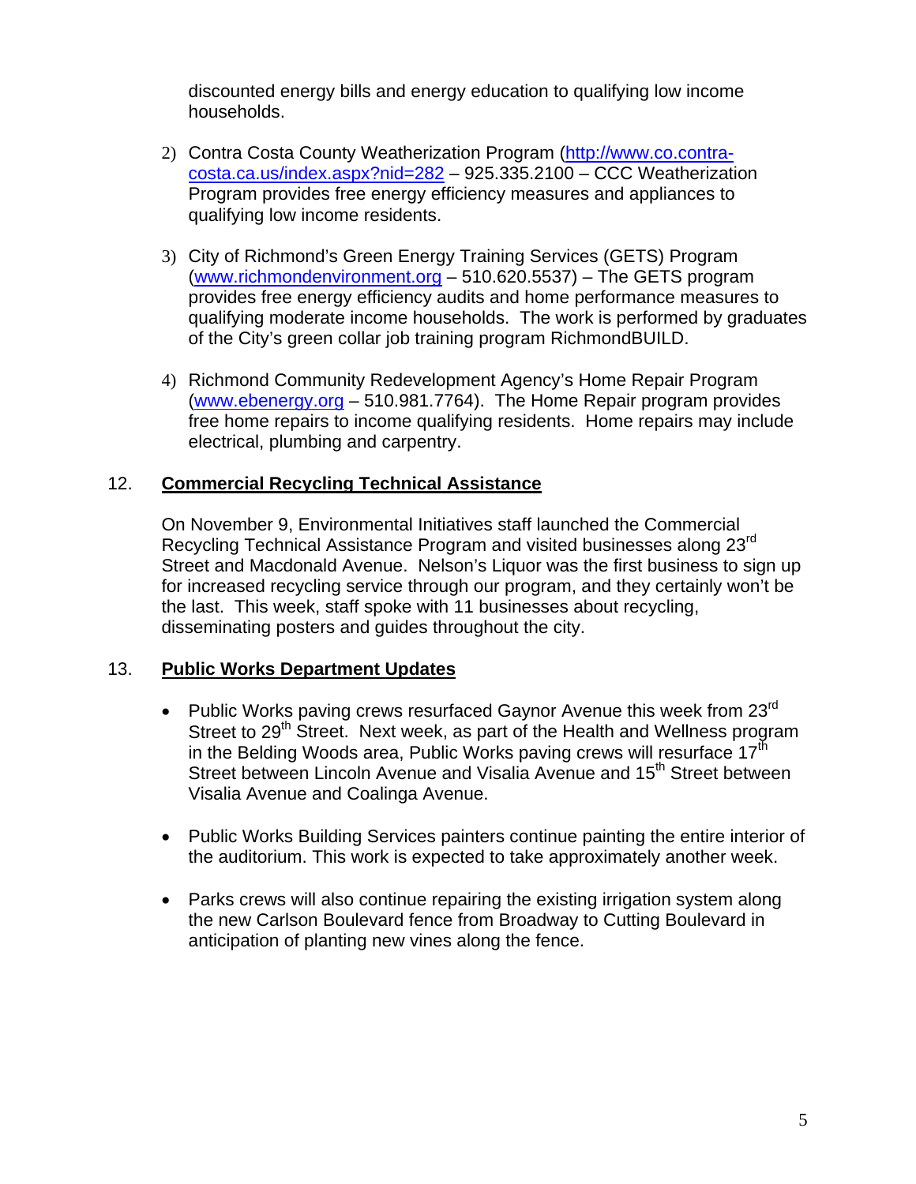discounted energy bills and energy education to qualifying low income households.

2) Contra Costa County Weatherization Program (http://www.co.contra-costa.ca.us/index.aspx?nid=282 – 925.335.2100 – CCC Weatherization Program provides free energy efficiency measures and appliances to qualifying low income residents.

3) City of Richmond's Green Energy Training Services (GETS) Program (www.richmondenvironment.org – 510.620.5537) – The GETS program provides free energy efficiency audits and home performance measures to qualifying moderate income households. The work is performed by graduates of the City's green collar job training program RichmondBUILD.

4) Richmond Community Redevelopment Agency's Home Repair Program (www.ebenergy.org – 510.981.7764). The Home Repair program provides free home repairs to income qualifying residents. Home repairs may include electrical, plumbing and carpentry.

## 12. Commercial Recycling Technical Assistance

On November 9, Environmental Initiatives staff launched the Commercial Recycling Technical Assistance Program and visited businesses along 23rd Street and Macdonald Avenue. Nelson's Liquor was the first business to sign up for increased recycling service through our program, and they certainly won't be the last. This week, staff spoke with 11 businesses about recycling, disseminating posters and guides throughout the city.

## 13. Public Works Department Updates

- Public Works paving crews resurfaced Gaynor Avenue this week from 23rd Street to 29th Street. Next week, as part of the Health and Wellness program in the Belding Woods area, Public Works paving crews will resurface 17th Street between Lincoln Avenue and Visalia Avenue and 15th Street between Visalia Avenue and Coalinga Avenue.

- Public Works Building Services painters continue painting the entire interior of the auditorium. This work is expected to take approximately another week.

- Parks crews will also continue repairing the existing irrigation system along the new Carlson Boulevard fence from Broadway to Cutting Boulevard in anticipation of planting new vines along the fence.